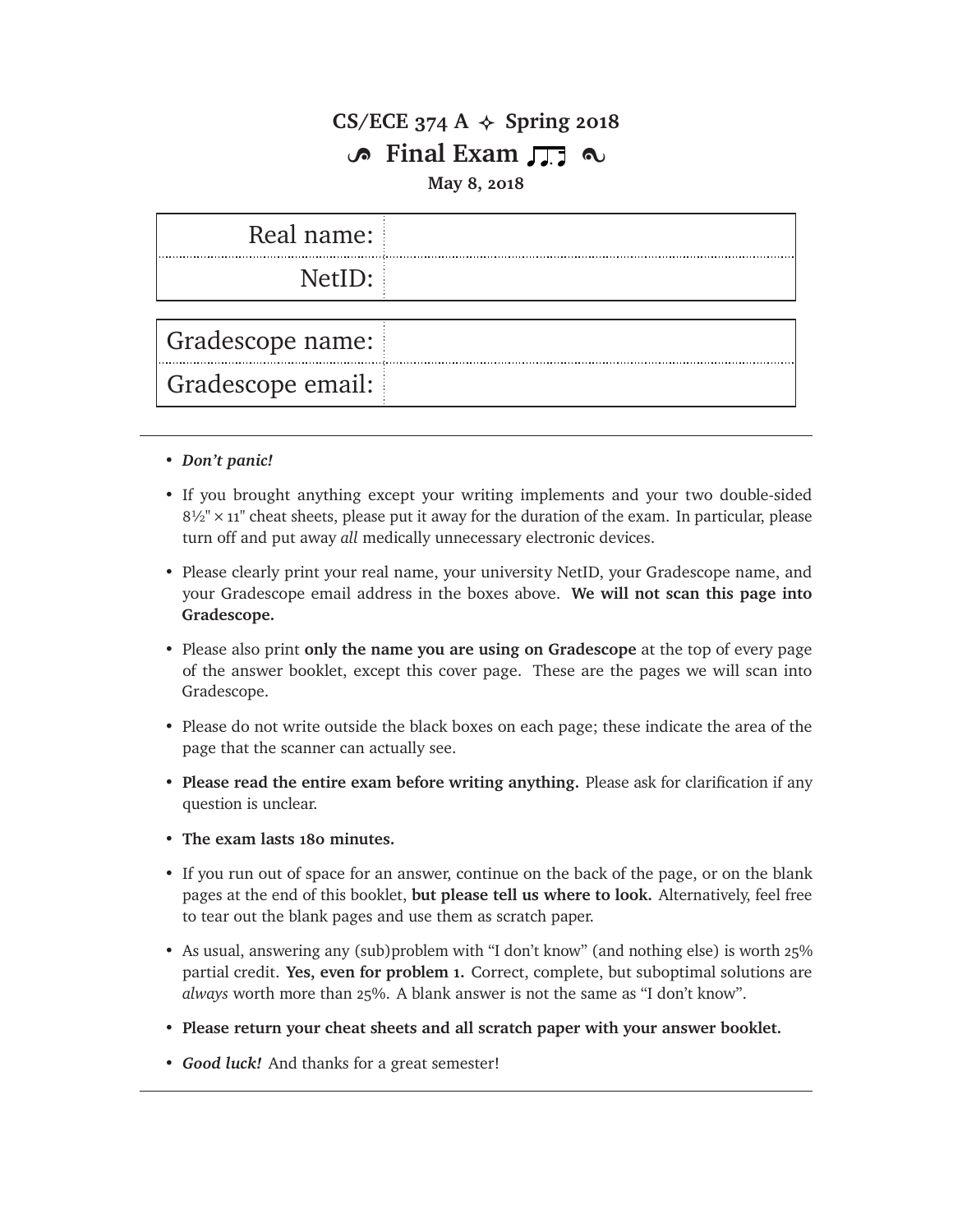# CS/ECE 374 A ✧ Spring 2018

## Final Exam

**May 8, 2018**

| Real name: | |
|---|---|
| NetID: | |

| Gradescope name: | |
|---|---|
| Gradescope email: | |

---

- ***Don't panic!***
- If you brought anything except your writing implements and your two double-sided 8½" × 11" cheat sheets, please put it away for the duration of the exam. In particular, please turn off and put away *all* medically unnecessary electronic devices.
- Please clearly print your real name, your university NetID, your Gradescope name, and your Gradescope email address in the boxes above. **We will not scan this page into Gradescope.**
- Please also print **only the name you are using on Gradescope** at the top of every page of the answer booklet, except this cover page. These are the pages we will scan into Gradescope.
- Please do not write outside the black boxes on each page; these indicate the area of the page that the scanner can actually see.
- **Please read the entire exam before writing anything.** Please ask for clarification if any question is unclear.
- **The exam lasts 180 minutes.**
- If you run out of space for an answer, continue on the back of the page, or on the blank pages at the end of this booklet, **but please tell us where to look.** Alternatively, feel free to tear out the blank pages and use them as scratch paper.
- As usual, answering any (sub)problem with "I don't know" (and nothing else) is worth 25% partial credit. **Yes, even for problem 1.** Correct, complete, but suboptimal solutions are *always* worth more than 25%. A blank answer is not the same as "I don't know".
- **Please return your cheat sheets and all scratch paper with your answer booklet.**
- ***Good luck!*** And thanks for a great semester!

---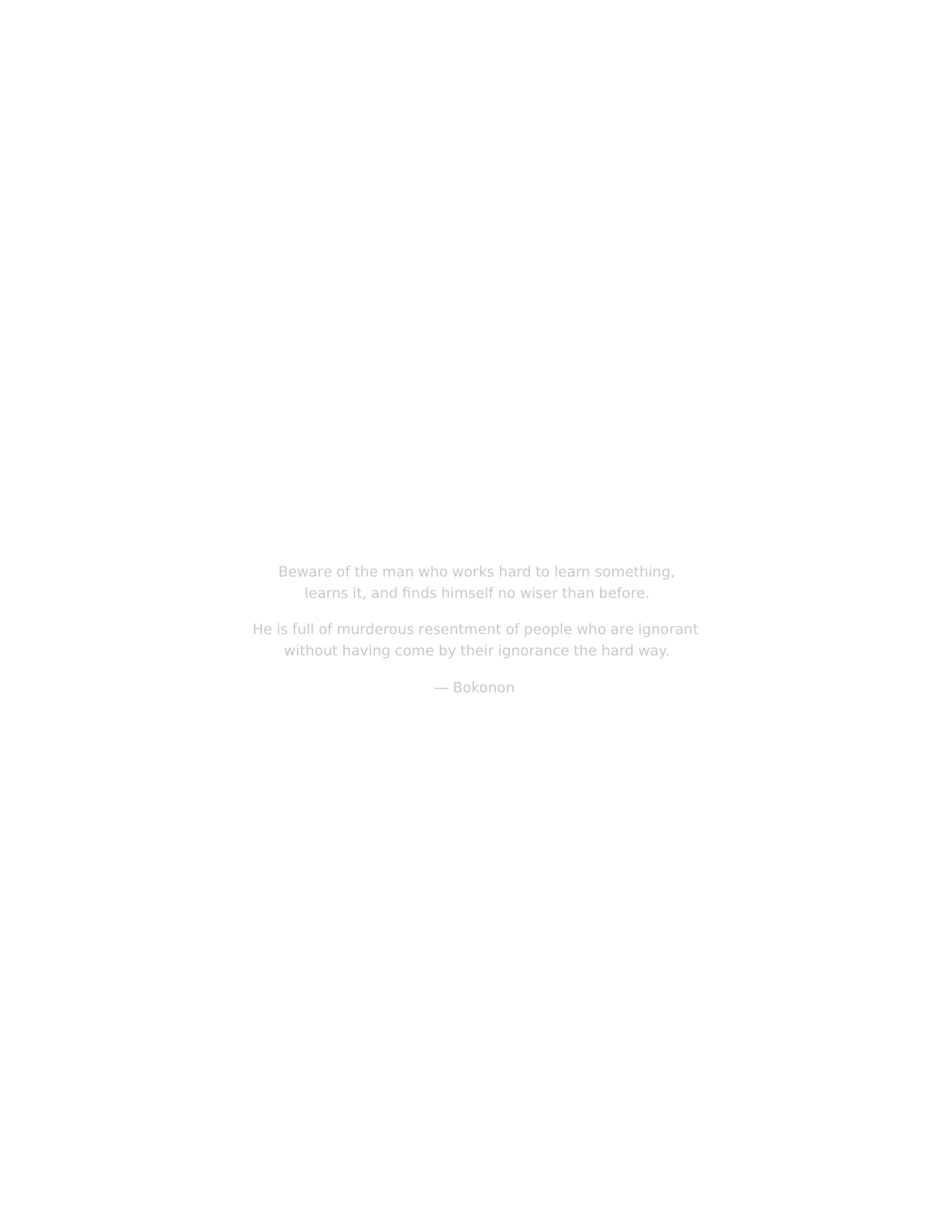Beware of the man who works hard to learn something,
learns it, and finds himself no wiser than before.

He is full of murderous resentment of people who are ignorant
without having come by their ignorance the hard way.

— Bokonon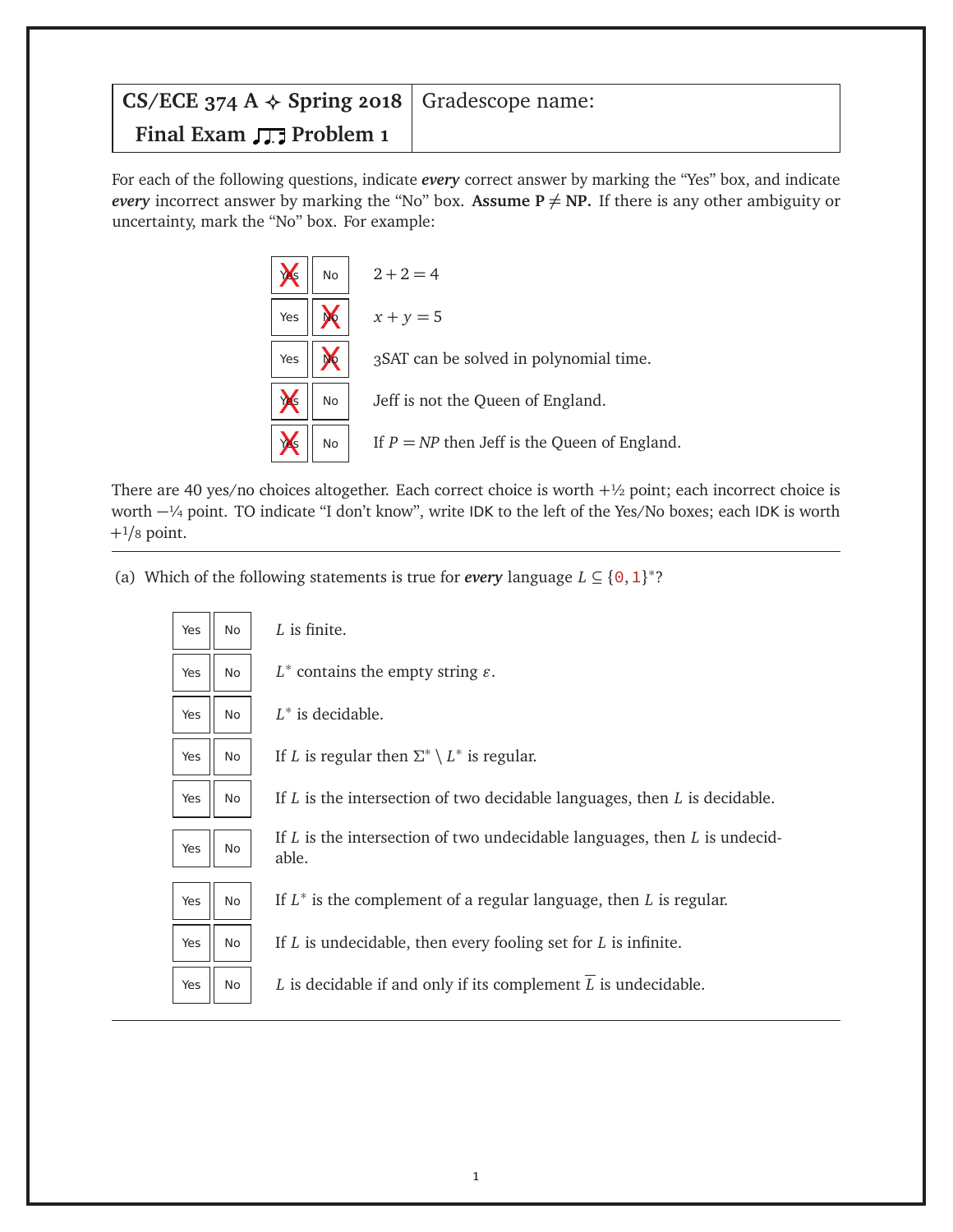| CS/ECE 374 A ✧ Spring 2018 Final Exam ♫ Problem 1 | Gradescope name: |
| --- | --- |

For each of the following questions, indicate ***every*** correct answer by marking the "Yes" box, and indicate ***every*** incorrect answer by marking the "No" box. **Assume P ≠ NP.** If there is any other ambiguity or uncertainty, mark the "No" box. For example:

| Yes | No | |
| --- | --- | --- |
| X | | $2+2=4$ |
| | X | $x+y=5$ |
| | X | 3SAT can be solved in polynomial time. |
| X | | Jeff is not the Queen of England. |
| X | | If $P=NP$ then Jeff is the Queen of England. |

There are 40 yes/no choices altogether. Each correct choice is worth +½ point; each incorrect choice is worth −¼ point. TO indicate "I don't know", write IDK to the left of the Yes/No boxes; each IDK is worth +1/8 point.

---

(a) Which of the following statements is true for ***every*** language $L \subseteq \{0,1\}^*$?

| Yes | No | |
| --- | --- | --- |
| Yes | No | $L$ is finite. |
| Yes | No | $L^*$ contains the empty string $\varepsilon$. |
| Yes | No | $L^*$ is decidable. |
| Yes | No | If $L$ is regular then $\Sigma^* \setminus L^*$ is regular. |
| Yes | No | If $L$ is the intersection of two decidable languages, then $L$ is decidable. |
| Yes | No | If $L$ is the intersection of two undecidable languages, then $L$ is undecidable. |
| Yes | No | If $L^*$ is the complement of a regular language, then $L$ is regular. |
| Yes | No | If $L$ is undecidable, then every fooling set for $L$ is infinite. |
| Yes | No | $L$ is decidable if and only if its complement $\overline{L}$ is undecidable. |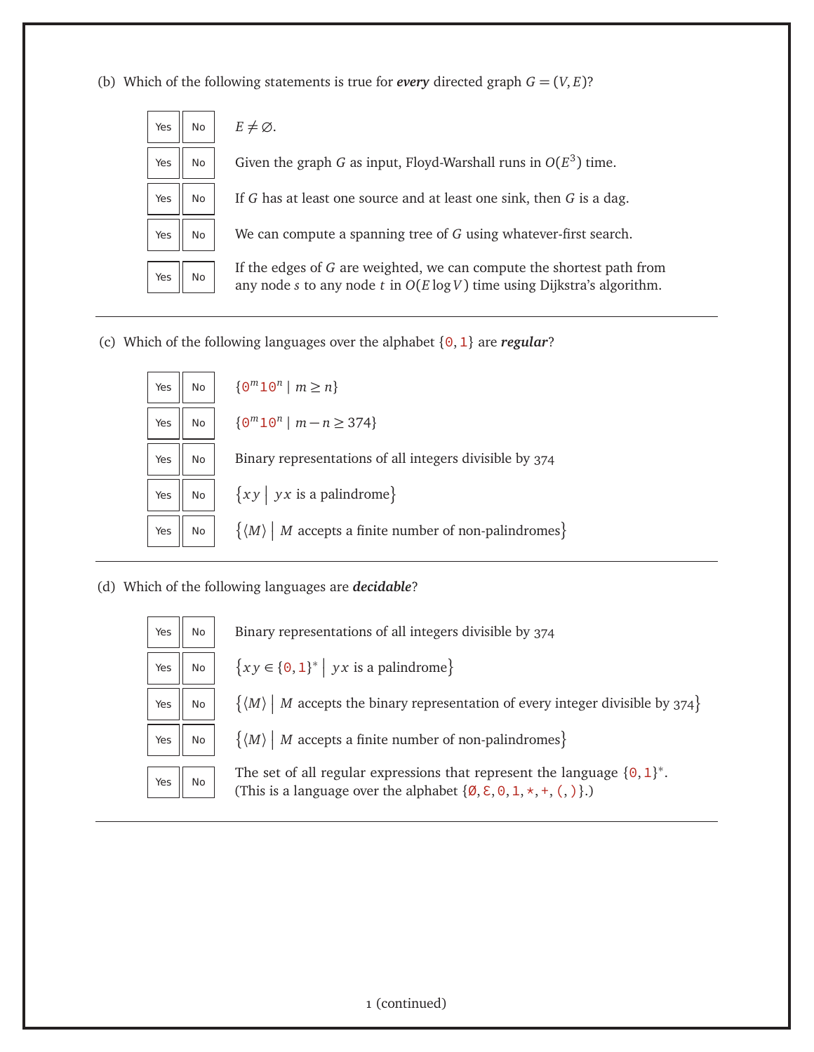(b) Which of the following statements is true for ***every*** directed graph $G = (V, E)$?

| | | |
|---|---|---|
| Yes | No | $E \neq \varnothing$. |
| Yes | No | Given the graph $G$ as input, Floyd-Warshall runs in $O(E^3)$ time. |
| Yes | No | If $G$ has at least one source and at least one sink, then $G$ is a dag. |
| Yes | No | We can compute a spanning tree of $G$ using whatever-first search. |
| Yes | No | If the edges of $G$ are weighted, we can compute the shortest path from any node $s$ to any node $t$ in $O(E \log V)$ time using Dijkstra's algorithm. |

(c) Which of the following languages over the alphabet $\{0, 1\}$ are ***regular***?

| | | |
|---|---|---|
| Yes | No | $\{0^m 1 0^n \mid m \geq n\}$ |
| Yes | No | $\{0^m 1 0^n \mid m - n \geq 374\}$ |
| Yes | No | Binary representations of all integers divisible by 374 |
| Yes | No | $\{xy \mid yx \text{ is a palindrome}\}$ |
| Yes | No | $\{\langle M \rangle \mid M \text{ accepts a finite number of non-palindromes}\}$ |

(d) Which of the following languages are ***decidable***?

| | | |
|---|---|---|
| Yes | No | Binary representations of all integers divisible by 374 |
| Yes | No | $\{xy \in \{0, 1\}^* \mid yx \text{ is a palindrome}\}$ |
| Yes | No | $\{\langle M \rangle \mid M \text{ accepts the binary representation of every integer divisible by } 374\}$ |
| Yes | No | $\{\langle M \rangle \mid M \text{ accepts a finite number of non-palindromes}\}$ |
| Yes | No | The set of all regular expressions that represent the language $\{0, 1\}^*$. (This is a language over the alphabet $\{\varnothing, \varepsilon, 0, 1, *, +, (, )\}$.) |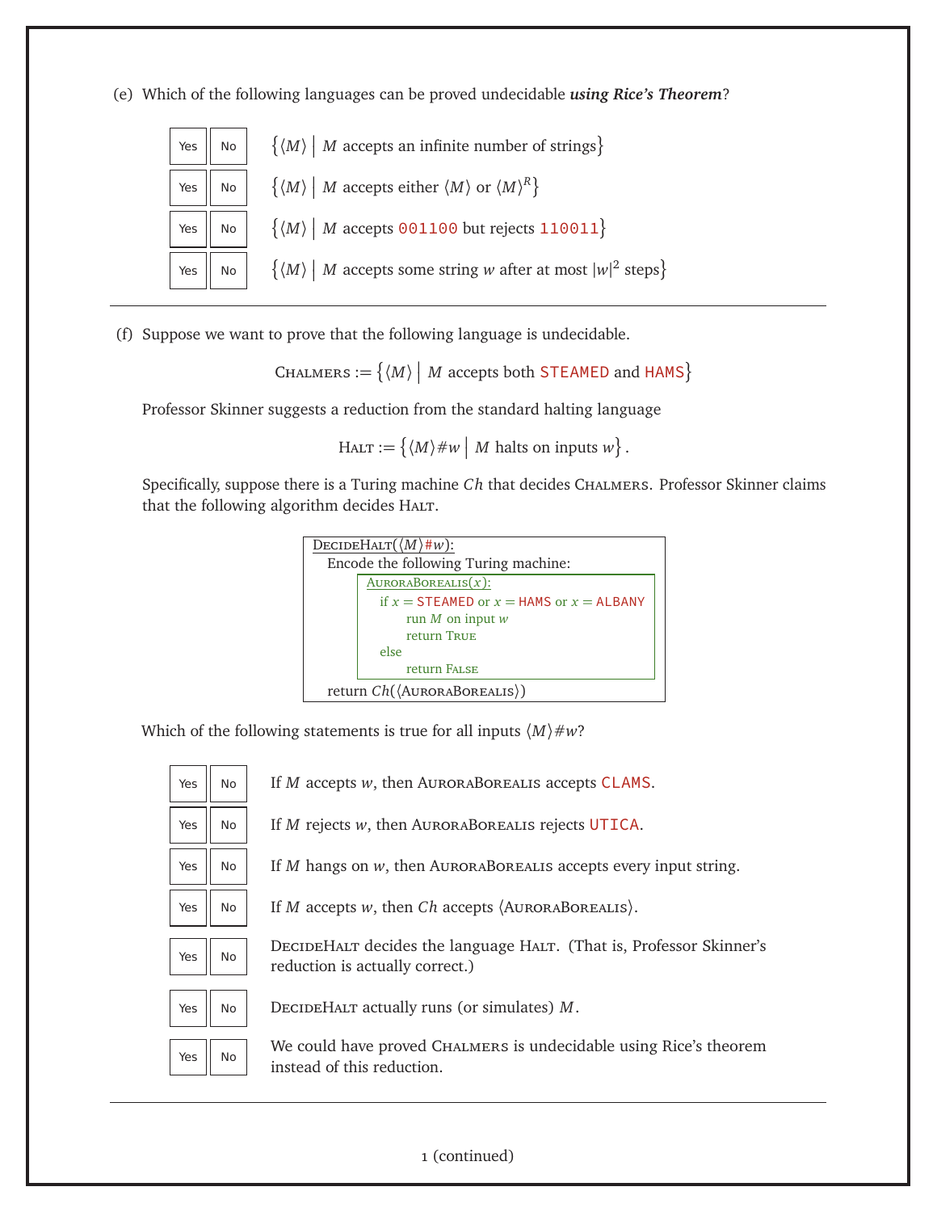(e) Which of the following languages can be proved undecidable ***using Rice's Theorem***?

- Yes No $\{\langle M \rangle \mid M \text{ accepts an infinite number of strings}\}$
- Yes No $\{\langle M \rangle \mid M \text{ accepts either } \langle M \rangle \text{ or } \langle M \rangle^R\}$
- Yes No $\{\langle M \rangle \mid M \text{ accepts } \texttt{001100} \text{ but rejects } \texttt{110011}\}$
- Yes No $\{\langle M \rangle \mid M \text{ accepts some string } w \text{ after at most } |w|^2 \text{ steps}\}$

---

(f) Suppose we want to prove that the following language is undecidable.

$$\text{CHALMERS} := \{\langle M \rangle \mid M \text{ accepts both } \texttt{STEAMED} \text{ and } \texttt{HAMS}\}$$

Professor Skinner suggests a reduction from the standard halting language

$$\text{HALT} := \{\langle M \rangle \# w \mid M \text{ halts on inputs } w\}.$$

Specifically, suppose there is a Turing machine $Ch$ that decides CHALMERS. Professor Skinner claims that the following algorithm decides HALT.

```
DECIDEHALT(⟨M⟩#w):
  Encode the following Turing machine:
    AURORABOREALIS(x):
      if x = STEAMED or x = HAMS or x = ALBANY
          run M on input w
          return TRUE
      else
          return FALSE
  return Ch(⟨AURORABOREALIS⟩)
```

Which of the following statements is true for all inputs $\langle M \rangle \# w$?

- Yes No If $M$ accepts $w$, then AURORABOREALIS accepts `CLAMS`.
- Yes No If $M$ rejects $w$, then AURORABOREALIS rejects `UTICA`.
- Yes No If $M$ hangs on $w$, then AURORABOREALIS accepts every input string.
- Yes No If $M$ accepts $w$, then $Ch$ accepts $\langle$AURORABOREALIS$\rangle$.
- Yes No DECIDEHALT decides the language HALT. (That is, Professor Skinner's reduction is actually correct.)
- Yes No DECIDEHALT actually runs (or simulates) $M$.
- Yes No We could have proved CHALMERS is undecidable using Rice's theorem instead of this reduction.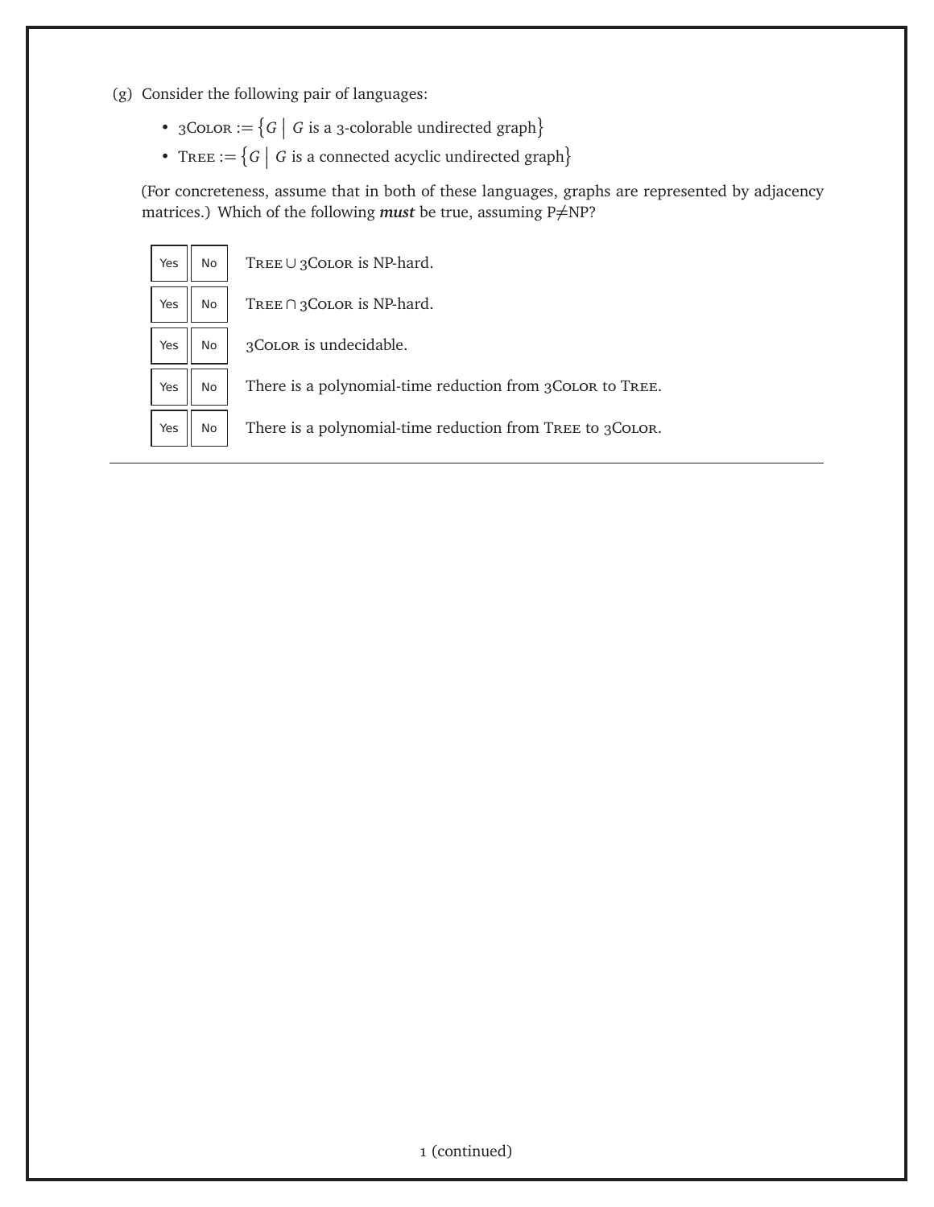(g) Consider the following pair of languages:

- 3Color $:= \{G \mid G$ is a 3-colorable undirected graph$\}$
- Tree $:= \{G \mid G$ is a connected acyclic undirected graph$\}$

(For concreteness, assume that in both of these languages, graphs are represented by adjacency matrices.) Which of the following ***must*** be true, assuming P≠NP?

| | | |
|---|---|---|
| Yes | No | Tree ∪ 3Color is NP-hard. |
| Yes | No | Tree ∩ 3Color is NP-hard. |
| Yes | No | 3Color is undecidable. |
| Yes | No | There is a polynomial-time reduction from 3Color to Tree. |
| Yes | No | There is a polynomial-time reduction from Tree to 3Color. |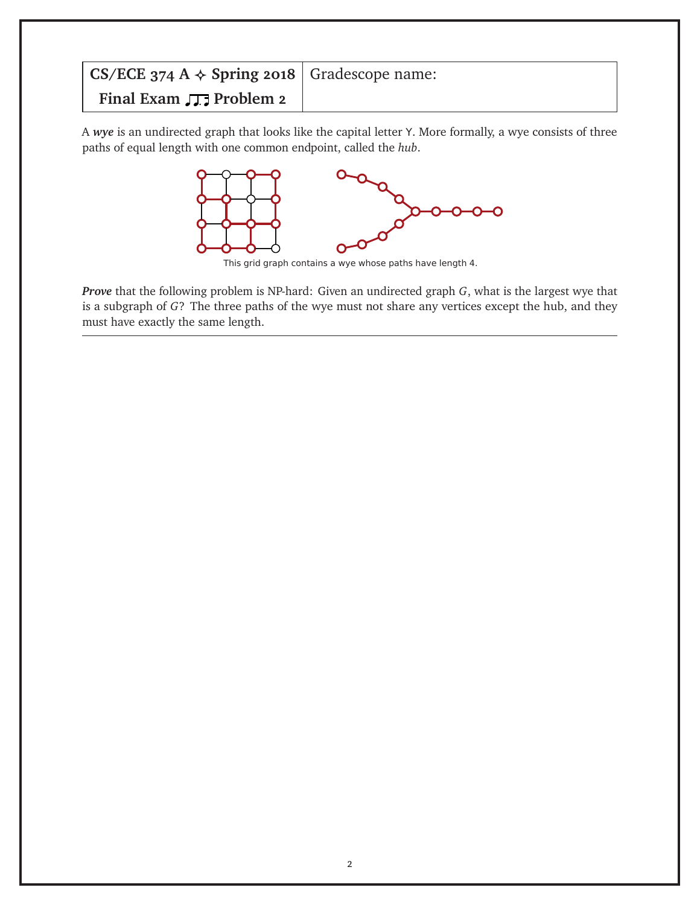| CS/ECE 374 A ✧ Spring 2018 | Gradescope name: |
| --- | --- |
| Final Exam ♫ Problem 2 | |

A ***wye*** is an undirected graph that looks like the capital letter Y. More formally, a wye consists of three paths of equal length with one common endpoint, called the *hub*.

This grid graph contains a wye whose paths have length 4.

***Prove*** that the following problem is NP-hard: Given an undirected graph $G$, what is the largest wye that is a subgraph of $G$? The three paths of the wye must not share any vertices except the hub, and they must have exactly the same length.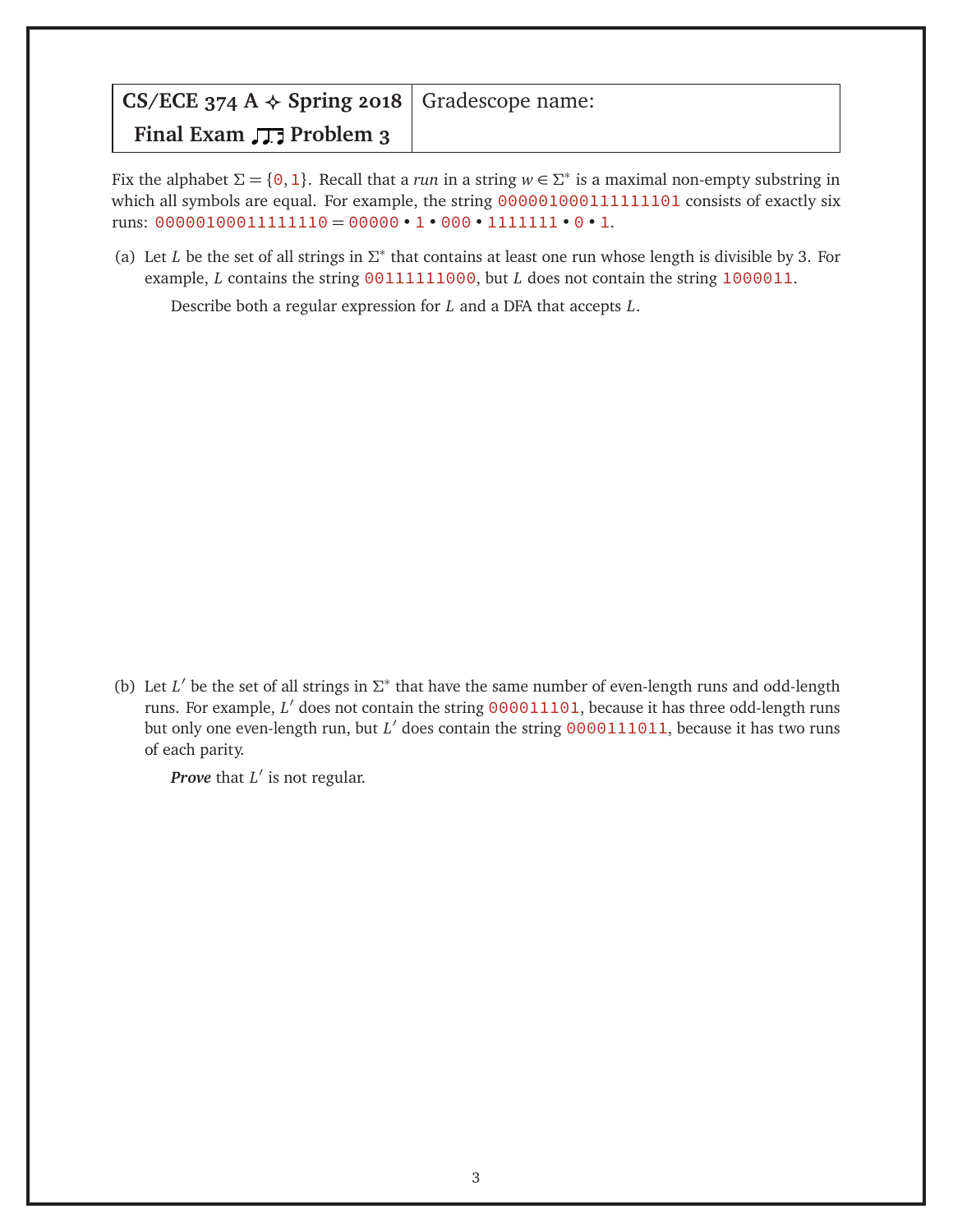| CS/ECE 374 A ✧ Spring 2018 | Gradescope name: |
|---|---|
| Final Exam ♫ Problem 3 | |

Fix the alphabet $\Sigma = \{0, 1\}$. Recall that a *run* in a string $w \in \Sigma^*$ is a maximal non-empty substring in which all symbols are equal. For example, the string 000001000111111101 consists of exactly six runs: 00000100011111110 = 00000 • 1 • 000 • 1111111 • 0 • 1.

(a) Let $L$ be the set of all strings in $\Sigma^*$ that contains at least one run whose length is divisible by 3. For example, $L$ contains the string 00111111000, but $L$ does not contain the string 1000011.

Describe both a regular expression for $L$ and a DFA that accepts $L$.

(b) Let $L'$ be the set of all strings in $\Sigma^*$ that have the same number of even-length runs and odd-length runs. For example, $L'$ does not contain the string 000011101, because it has three odd-length runs but only one even-length run, but $L'$ does contain the string 0000111011, because it has two runs of each parity.

***Prove*** that $L'$ is not regular.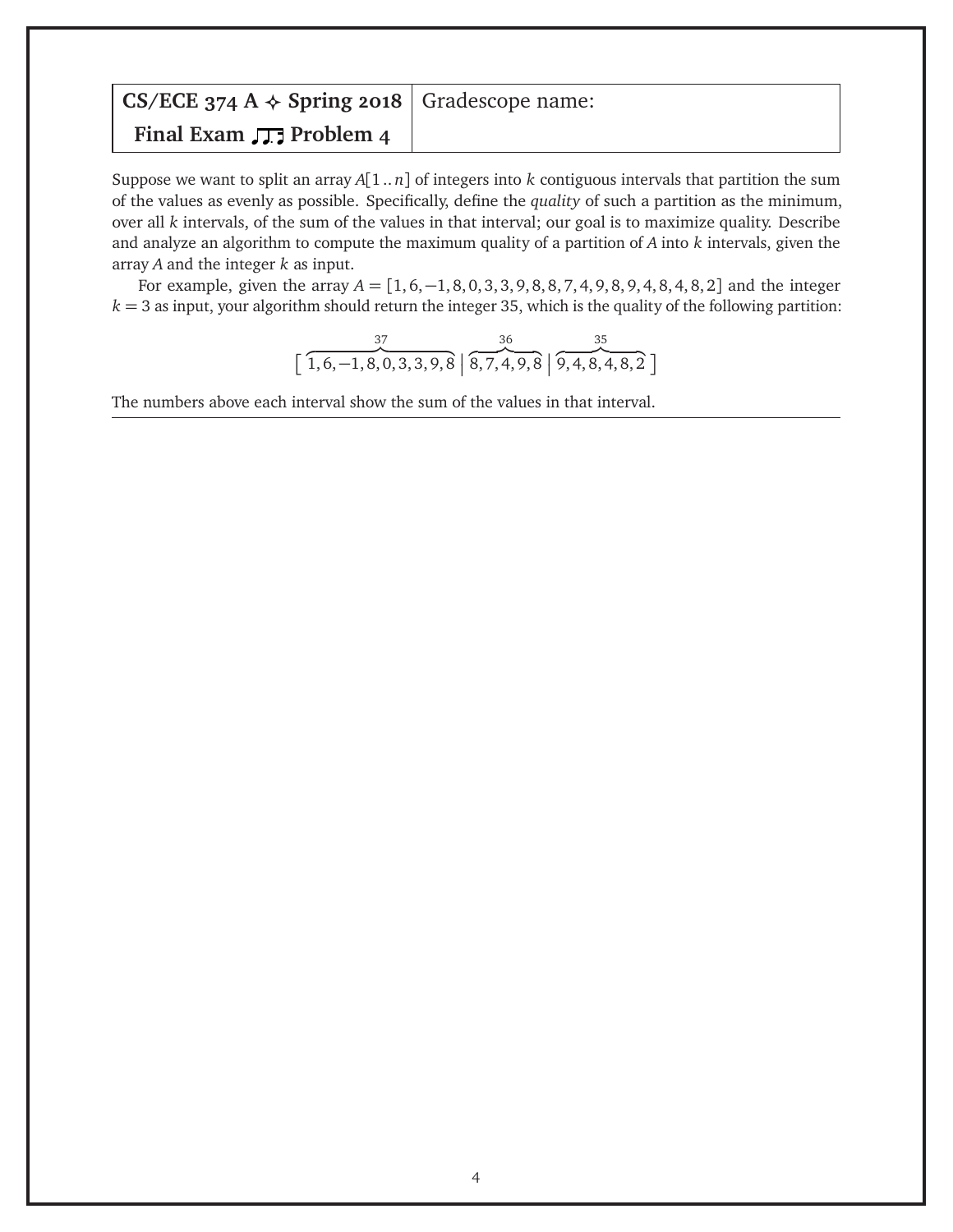| CS/ECE 374 A ✧ Spring 2018 | Gradescope name: |
| --- | --- |
| Final Exam ♫ Problem 4 | |

Suppose we want to split an array $A[1..n]$ of integers into $k$ contiguous intervals that partition the sum of the values as evenly as possible. Specifically, define the *quality* of such a partition as the minimum, over all $k$ intervals, of the sum of the values in that interval; our goal is to maximize quality. Describe and analyze an algorithm to compute the maximum quality of a partition of $A$ into $k$ intervals, given the array $A$ and the integer $k$ as input.

For example, given the array $A = [1, 6, -1, 8, 0, 3, 3, 9, 8, 8, 7, 4, 9, 8, 9, 4, 8, 4, 8, 2]$ and the integer $k = 3$ as input, your algorithm should return the integer 35, which is the quality of the following partition:

$$\Big[\, \overbrace{1, 6, -1, 8, 0, 3, 3, 9, 8}^{37} \;\Big|\; \overbrace{8, 7, 4, 9, 8}^{36} \;\Big|\; \overbrace{9, 4, 8, 4, 8, 2}^{35} \,\Big]$$

The numbers above each interval show the sum of the values in that interval.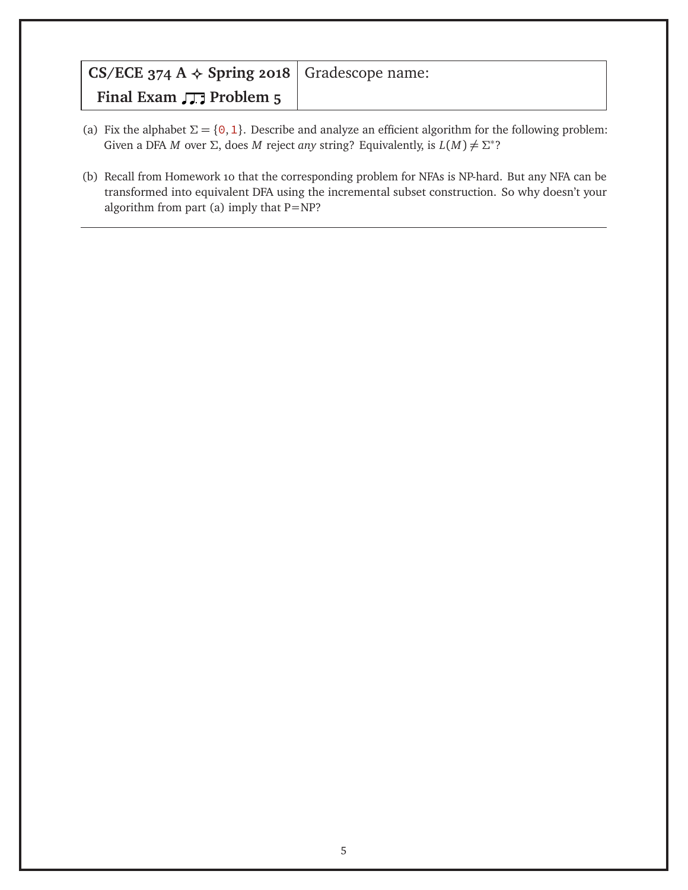| CS/ECE 374 A ✧ Spring 2018 | Gradescope name: |
| --- | --- |
| Final Exam ♫ Problem 5 | |

(a) Fix the alphabet $\Sigma = \{0, 1\}$. Describe and analyze an efficient algorithm for the following problem: Given a DFA $M$ over $\Sigma$, does $M$ reject *any* string? Equivalently, is $L(M) \neq \Sigma^*$?

(b) Recall from Homework 10 that the corresponding problem for NFAs is NP-hard. But any NFA can be transformed into equivalent DFA using the incremental subset construction. So why doesn't your algorithm from part (a) imply that P=NP?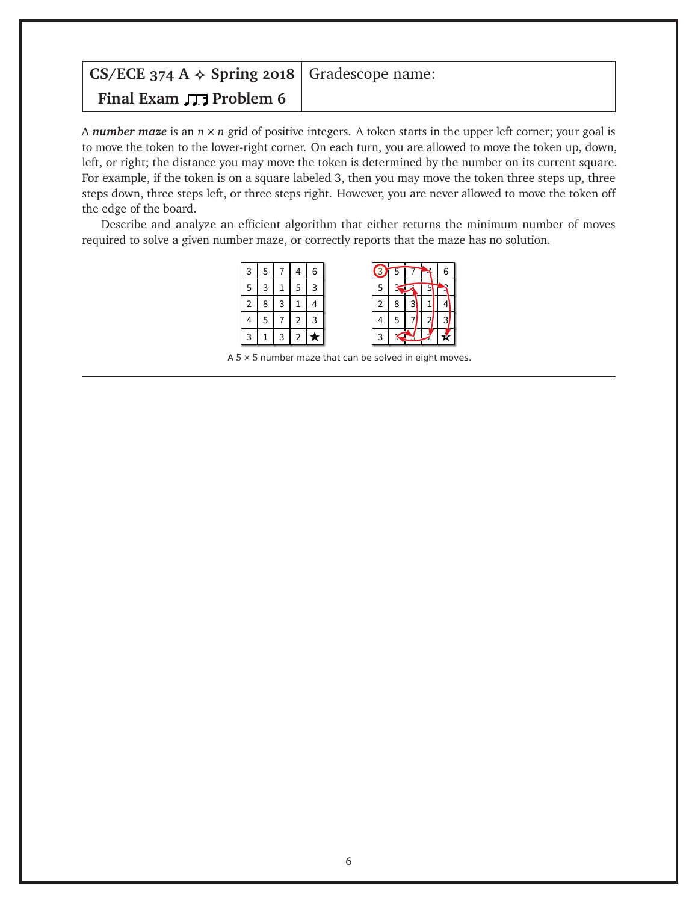| CS/ECE 374 A ✧ Spring 2018 | Gradescope name: |
| --- | --- |
| Final Exam ♫ Problem 6 | |

A ***number maze*** is an $n \times n$ grid of positive integers. A token starts in the upper left corner; your goal is to move the token to the lower-right corner. On each turn, you are allowed to move the token up, down, left, or right; the distance you may move the token is determined by the number on its current square. For example, if the token is on a square labeled 3, then you may move the token three steps up, three steps down, three steps left, or three steps right. However, you are never allowed to move the token off the edge of the board.

Describe and analyze an efficient algorithm that either returns the minimum number of moves required to solve a given number maze, or correctly reports that the maze has no solution.

| 3 | 5 | 7 | 4 | 6 |
| --- | --- | --- | --- | --- |
| 5 | 3 | 1 | 5 | 3 |
| 2 | 8 | 3 | 1 | 4 |
| 4 | 5 | 7 | 2 | 3 |
| 3 | 1 | 3 | 2 | ★ |

A $5 \times 5$ number maze that can be solved in eight moves.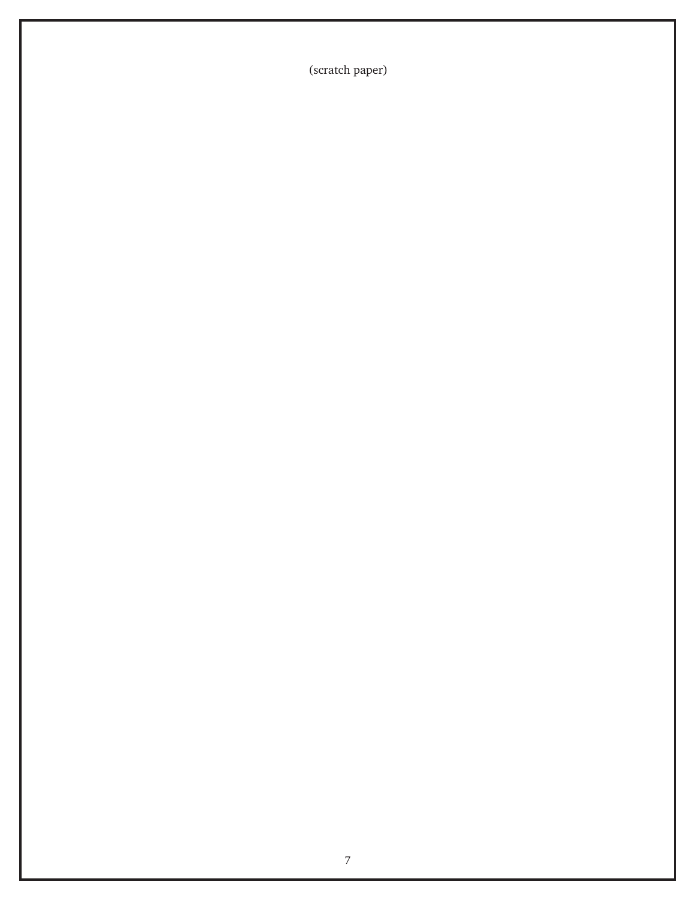(scratch paper)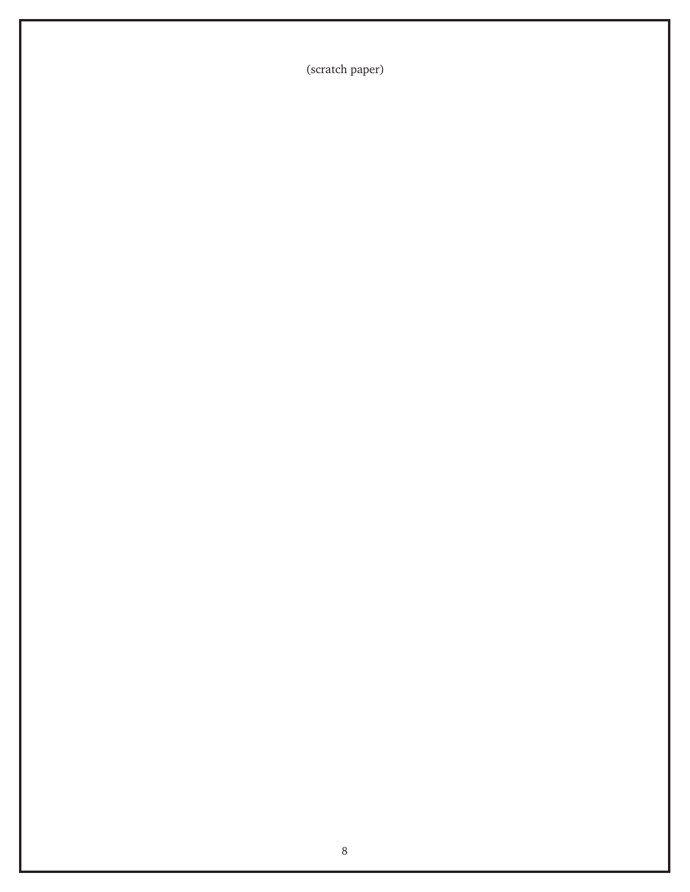(scratch paper)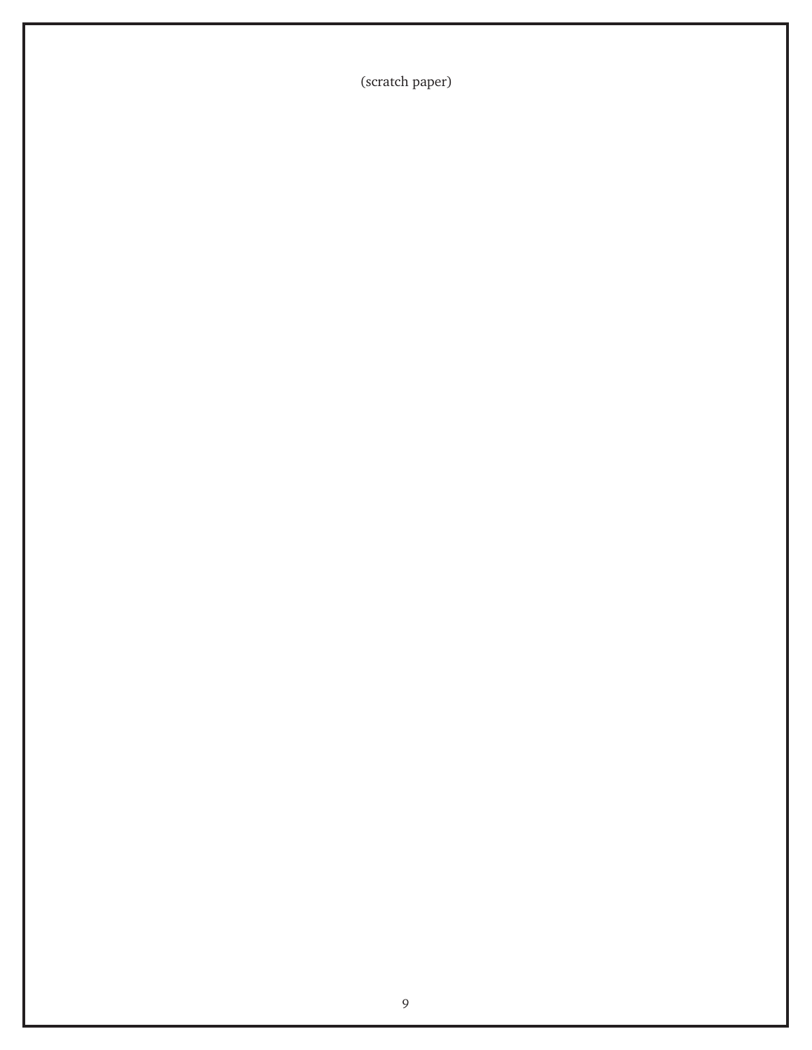(scratch paper)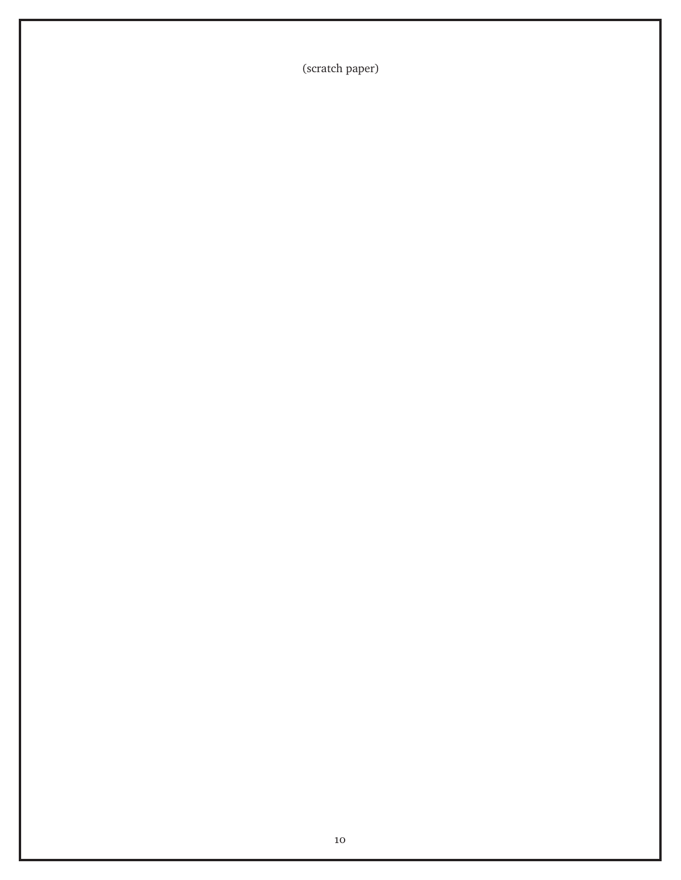(scratch paper)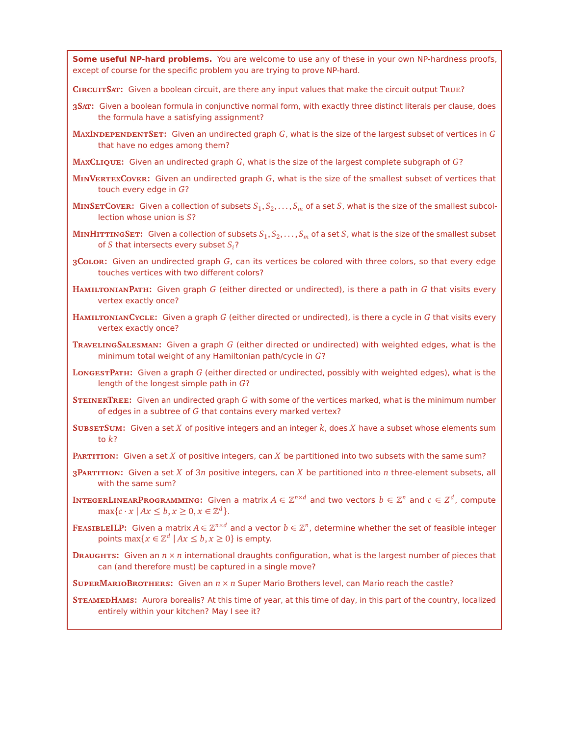**Some useful NP-hard problems.** You are welcome to use any of these in your own NP-hardness proofs, except of course for the specific problem you are trying to prove NP-hard.

**CircuitSat:** Given a boolean circuit, are there any input values that make the circuit output True?

**3Sat:** Given a boolean formula in conjunctive normal form, with exactly three distinct literals per clause, does the formula have a satisfying assignment?

**MaxIndependentSet:** Given an undirected graph $G$, what is the size of the largest subset of vertices in $G$ that have no edges among them?

**MaxClique:** Given an undirected graph $G$, what is the size of the largest complete subgraph of $G$?

**MinVertexCover:** Given an undirected graph $G$, what is the size of the smallest subset of vertices that touch every edge in $G$?

**MinSetCover:** Given a collection of subsets $S_1, S_2, \ldots, S_m$ of a set $S$, what is the size of the smallest subcollection whose union is $S$?

**MinHittingSet:** Given a collection of subsets $S_1, S_2, \ldots, S_m$ of a set $S$, what is the size of the smallest subset of $S$ that intersects every subset $S_i$?

**3Color:** Given an undirected graph $G$, can its vertices be colored with three colors, so that every edge touches vertices with two different colors?

**HamiltonianPath:** Given graph $G$ (either directed or undirected), is there a path in $G$ that visits every vertex exactly once?

**HamiltonianCycle:** Given a graph $G$ (either directed or undirected), is there a cycle in $G$ that visits every vertex exactly once?

**TravelingSalesman:** Given a graph $G$ (either directed or undirected) with weighted edges, what is the minimum total weight of any Hamiltonian path/cycle in $G$?

**LongestPath:** Given a graph $G$ (either directed or undirected, possibly with weighted edges), what is the length of the longest simple path in $G$?

**SteinerTree:** Given an undirected graph $G$ with some of the vertices marked, what is the minimum number of edges in a subtree of $G$ that contains every marked vertex?

**SubsetSum:** Given a set $X$ of positive integers and an integer $k$, does $X$ have a subset whose elements sum to $k$?

**Partition:** Given a set $X$ of positive integers, can $X$ be partitioned into two subsets with the same sum?

**3Partition:** Given a set $X$ of $3n$ positive integers, can $X$ be partitioned into $n$ three-element subsets, all with the same sum?

**IntegerLinearProgramming:** Given a matrix $A \in \mathbb{Z}^{n \times d}$ and two vectors $b \in \mathbb{Z}^n$ and $c \in Z^d$, compute $\max\{c \cdot x \mid Ax \leq b, x \geq 0, x \in \mathbb{Z}^d\}$.

**FeasibleILP:** Given a matrix $A \in \mathbb{Z}^{n \times d}$ and a vector $b \in \mathbb{Z}^n$, determine whether the set of feasible integer points $\max\{x \in \mathbb{Z}^d \mid Ax \leq b, x \geq 0\}$ is empty.

**Draughts:** Given an $n \times n$ international draughts configuration, what is the largest number of pieces that can (and therefore must) be captured in a single move?

**SuperMarioBrothers:** Given an $n \times n$ Super Mario Brothers level, can Mario reach the castle?

**SteamedHams:** Aurora borealis? At this time of year, at this time of day, in this part of the country, localized entirely within your kitchen? May I see it?